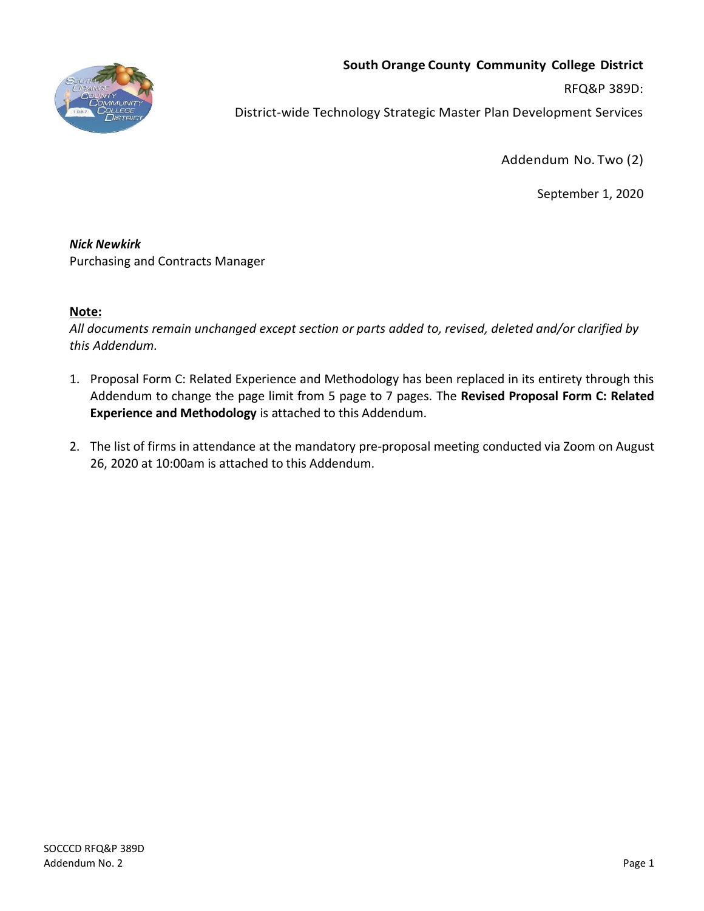**South Orange County Community College District**

RFQ&P 389D:

District-wide Technology Strategic Master Plan Development Services

Addendum No. Two (2)

September 1, 2020

***Nick Newkirk***
Purchasing and Contracts Manager

**Note:**
*All documents remain unchanged except section or parts added to, revised, deleted and/or clarified by this Addendum.*

1. Proposal Form C: Related Experience and Methodology has been replaced in its entirety through this Addendum to change the page limit from 5 page to 7 pages. The **Revised Proposal Form C: Related Experience and Methodology** is attached to this Addendum.

2. The list of firms in attendance at the mandatory pre-proposal meeting conducted via Zoom on August 26, 2020 at 10:00am is attached to this Addendum.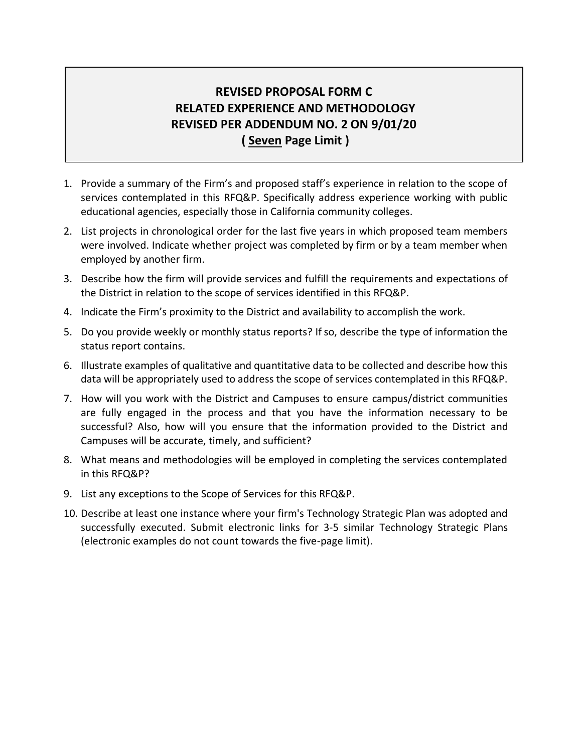# REVISED PROPOSAL FORM C
# RELATED EXPERIENCE AND METHODOLOGY
# REVISED PER ADDENDUM NO. 2 ON 9/01/20
# ( Seven Page Limit )

1. Provide a summary of the Firm's and proposed staff's experience in relation to the scope of services contemplated in this RFQ&P. Specifically address experience working with public educational agencies, especially those in California community colleges.
2. List projects in chronological order for the last five years in which proposed team members were involved. Indicate whether project was completed by firm or by a team member when employed by another firm.
3. Describe how the firm will provide services and fulfill the requirements and expectations of the District in relation to the scope of services identified in this RFQ&P.
4. Indicate the Firm's proximity to the District and availability to accomplish the work.
5. Do you provide weekly or monthly status reports? If so, describe the type of information the status report contains.
6. Illustrate examples of qualitative and quantitative data to be collected and describe how this data will be appropriately used to address the scope of services contemplated in this RFQ&P.
7. How will you work with the District and Campuses to ensure campus/district communities are fully engaged in the process and that you have the information necessary to be successful? Also, how will you ensure that the information provided to the District and Campuses will be accurate, timely, and sufficient?
8. What means and methodologies will be employed in completing the services contemplated in this RFQ&P?
9. List any exceptions to the Scope of Services for this RFQ&P.
10. Describe at least one instance where your firm's Technology Strategic Plan was adopted and successfully executed. Submit electronic links for 3-5 similar Technology Strategic Plans (electronic examples do not count towards the five-page limit).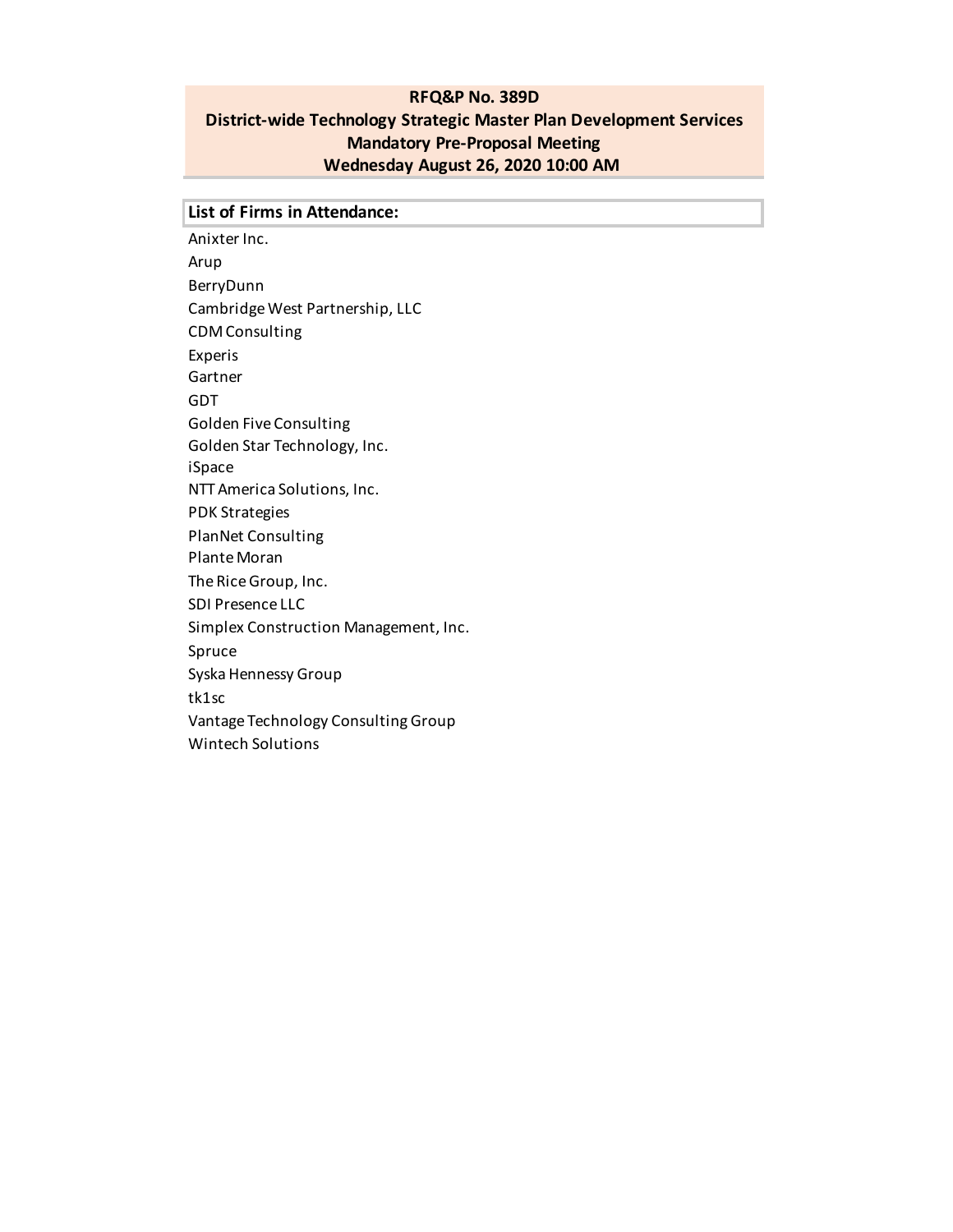**RFQ&P No. 389D**
**District-wide Technology Strategic Master Plan Development Services**
**Mandatory Pre-Proposal Meeting**
**Wednesday August 26, 2020 10:00 AM**

**List of Firms in Attendance:**

Anixter Inc.
Arup
BerryDunn
Cambridge West Partnership, LLC
CDM Consulting
Experis
Gartner
GDT
Golden Five Consulting
Golden Star Technology, Inc.
iSpace
NTT America Solutions, Inc.
PDK Strategies
PlanNet Consulting
Plante Moran
The Rice Group, Inc.
SDI Presence LLC
Simplex Construction Management, Inc.
Spruce
Syska Hennessy Group
tk1sc
Vantage Technology Consulting Group
Wintech Solutions